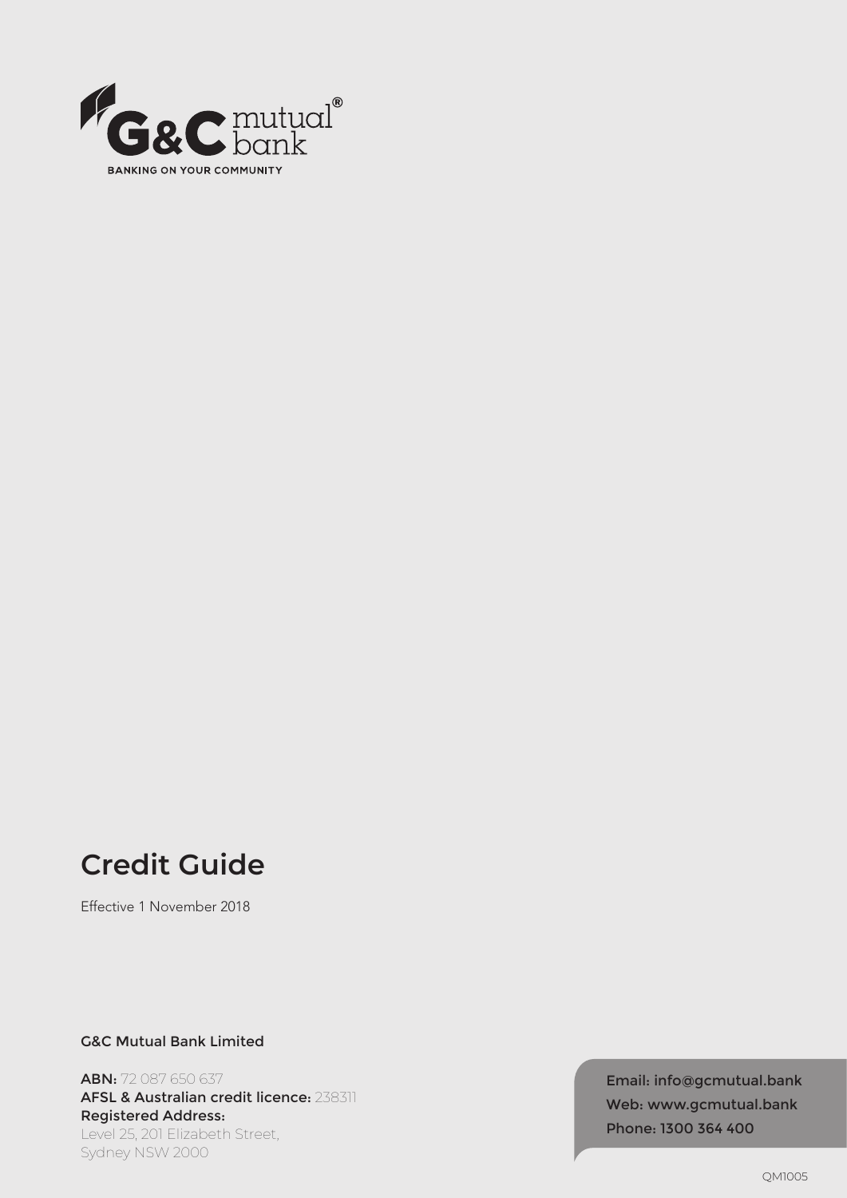G&C mutual bank

BANKING ON YOUR COMMUNITY

# Credit Guide

Effective 1 November 2018

G&C Mutual Bank Limited

**ABN:** 72 087 650 637
**AFSL & Australian credit licence:** 238311
**Registered Address:**
Level 25, 201 Elizabeth Street,
Sydney NSW 2000

Email: info@gcmutual.bank
Web: www.gcmutual.bank
Phone: 1300 364 400

QM1005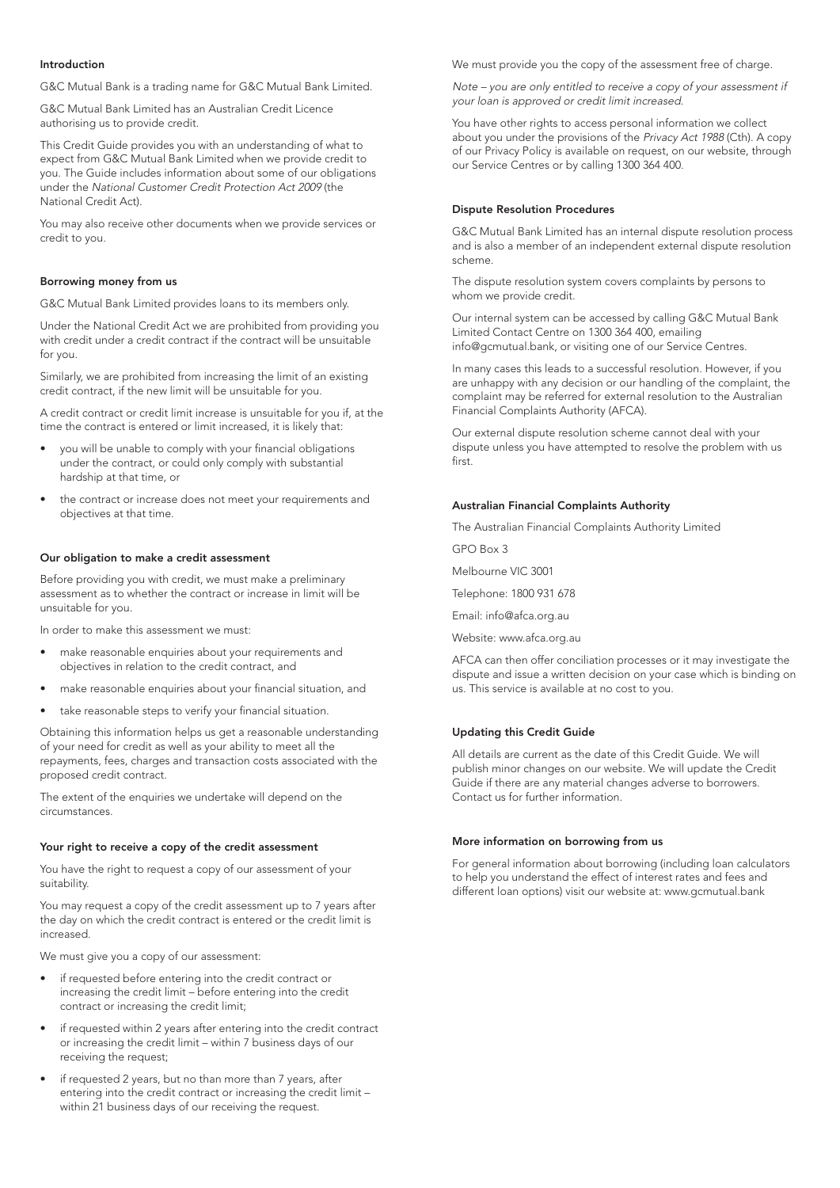## Introduction

G&C Mutual Bank is a trading name for G&C Mutual Bank Limited.

G&C Mutual Bank Limited has an Australian Credit Licence authorising us to provide credit.

This Credit Guide provides you with an understanding of what to expect from G&C Mutual Bank Limited when we provide credit to you. The Guide includes information about some of our obligations under the *National Customer Credit Protection Act 2009* (the National Credit Act).

You may also receive other documents when we provide services or credit to you.

## Borrowing money from us

G&C Mutual Bank Limited provides loans to its members only.

Under the National Credit Act we are prohibited from providing you with credit under a credit contract if the contract will be unsuitable for you.

Similarly, we are prohibited from increasing the limit of an existing credit contract, if the new limit will be unsuitable for you.

A credit contract or credit limit increase is unsuitable for you if, at the time the contract is entered or limit increased, it is likely that:

- you will be unable to comply with your financial obligations under the contract, or could only comply with substantial hardship at that time, or
- the contract or increase does not meet your requirements and objectives at that time.

## Our obligation to make a credit assessment

Before providing you with credit, we must make a preliminary assessment as to whether the contract or increase in limit will be unsuitable for you.

In order to make this assessment we must:

- make reasonable enquiries about your requirements and objectives in relation to the credit contract, and
- make reasonable enquiries about your financial situation, and
- take reasonable steps to verify your financial situation.

Obtaining this information helps us get a reasonable understanding of your need for credit as well as your ability to meet all the repayments, fees, charges and transaction costs associated with the proposed credit contract.

The extent of the enquiries we undertake will depend on the circumstances.

## Your right to receive a copy of the credit assessment

You have the right to request a copy of our assessment of your suitability.

You may request a copy of the credit assessment up to 7 years after the day on which the credit contract is entered or the credit limit is increased.

We must give you a copy of our assessment:

- if requested before entering into the credit contract or increasing the credit limit – before entering into the credit contract or increasing the credit limit;
- if requested within 2 years after entering into the credit contract or increasing the credit limit – within 7 business days of our receiving the request;
- if requested 2 years, but no than more than 7 years, after entering into the credit contract or increasing the credit limit – within 21 business days of our receiving the request.

We must provide you the copy of the assessment free of charge.

*Note – you are only entitled to receive a copy of your assessment if your loan is approved or credit limit increased.*

You have other rights to access personal information we collect about you under the provisions of the *Privacy Act 1988* (Cth). A copy of our Privacy Policy is available on request, on our website, through our Service Centres or by calling 1300 364 400.

## Dispute Resolution Procedures

G&C Mutual Bank Limited has an internal dispute resolution process and is also a member of an independent external dispute resolution scheme.

The dispute resolution system covers complaints by persons to whom we provide credit.

Our internal system can be accessed by calling G&C Mutual Bank Limited Contact Centre on 1300 364 400, emailing info@gcmutual.bank, or visiting one of our Service Centres.

In many cases this leads to a successful resolution. However, if you are unhappy with any decision or our handling of the complaint, the complaint may be referred for external resolution to the Australian Financial Complaints Authority (AFCA).

Our external dispute resolution scheme cannot deal with your dispute unless you have attempted to resolve the problem with us first.

## Australian Financial Complaints Authority

The Australian Financial Complaints Authority Limited

GPO Box 3

Melbourne VIC 3001

Telephone: 1800 931 678

Email: info@afca.org.au

Website: www.afca.org.au

AFCA can then offer conciliation processes or it may investigate the dispute and issue a written decision on your case which is binding on us. This service is available at no cost to you.

## Updating this Credit Guide

All details are current as the date of this Credit Guide. We will publish minor changes on our website. We will update the Credit Guide if there are any material changes adverse to borrowers. Contact us for further information.

## More information on borrowing from us

For general information about borrowing (including loan calculators to help you understand the effect of interest rates and fees and different loan options) visit our website at: www.gcmutual.bank